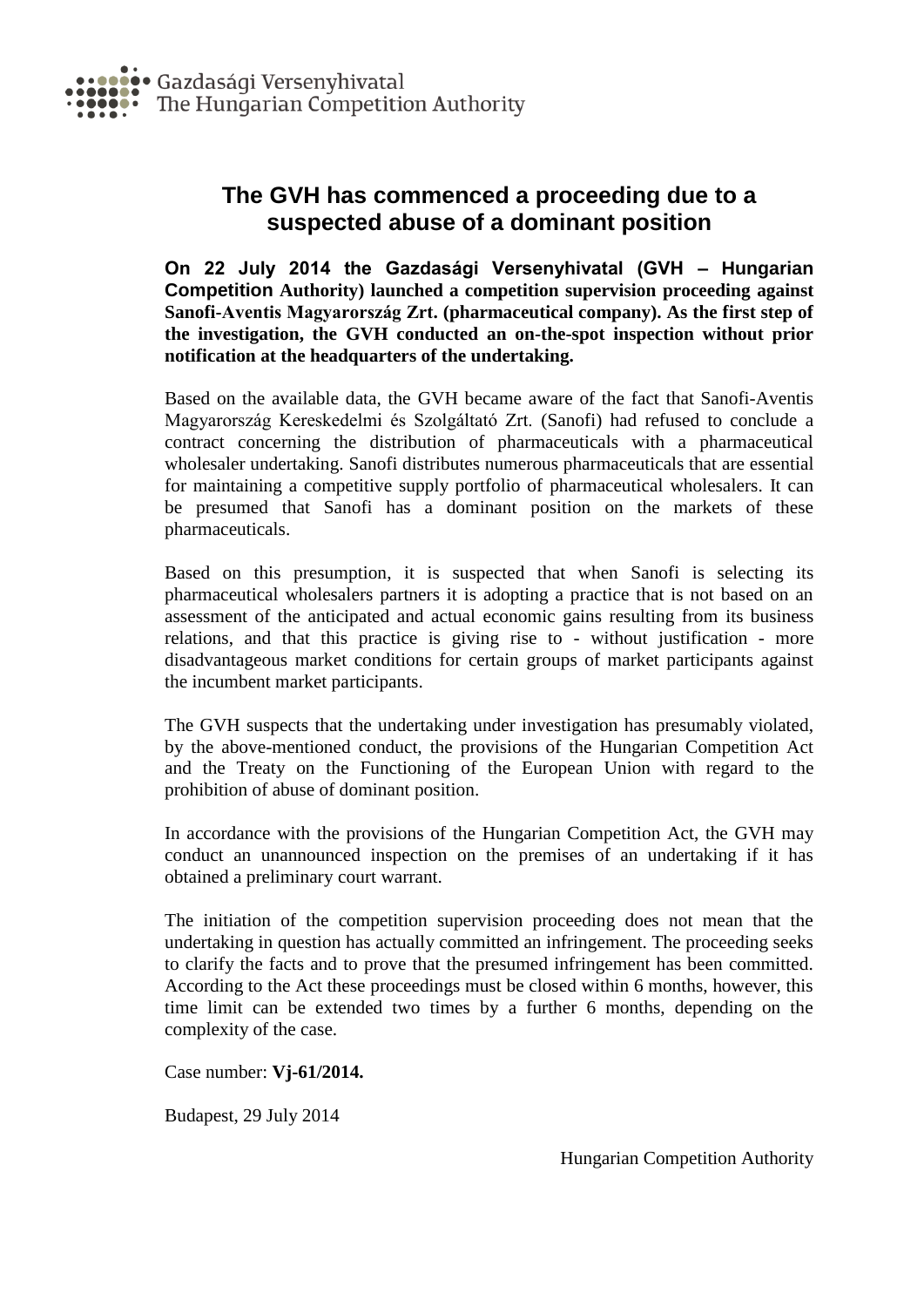Gazdasági Versenyhivatal
The Hungarian Competition Authority

# The GVH has commenced a proceeding due to a suspected abuse of a dominant position

**On 22 July 2014 the Gazdasági Versenyhivatal (GVH – Hungarian Competition Authority) launched a competition supervision proceeding against Sanofi-Aventis Magyarország Zrt. (pharmaceutical company). As the first step of the investigation, the GVH conducted an on-the-spot inspection without prior notification at the headquarters of the undertaking.**

Based on the available data, the GVH became aware of the fact that Sanofi-Aventis Magyarország Kereskedelmi és Szolgáltató Zrt. (Sanofi) had refused to conclude a contract concerning the distribution of pharmaceuticals with a pharmaceutical wholesaler undertaking. Sanofi distributes numerous pharmaceuticals that are essential for maintaining a competitive supply portfolio of pharmaceutical wholesalers. It can be presumed that Sanofi has a dominant position on the markets of these pharmaceuticals.

Based on this presumption, it is suspected that when Sanofi is selecting its pharmaceutical wholesalers partners it is adopting a practice that is not based on an assessment of the anticipated and actual economic gains resulting from its business relations, and that this practice is giving rise to - without justification - more disadvantageous market conditions for certain groups of market participants against the incumbent market participants.

The GVH suspects that the undertaking under investigation has presumably violated, by the above-mentioned conduct, the provisions of the Hungarian Competition Act and the Treaty on the Functioning of the European Union with regard to the prohibition of abuse of dominant position.

In accordance with the provisions of the Hungarian Competition Act, the GVH may conduct an unannounced inspection on the premises of an undertaking if it has obtained a preliminary court warrant.

The initiation of the competition supervision proceeding does not mean that the undertaking in question has actually committed an infringement. The proceeding seeks to clarify the facts and to prove that the presumed infringement has been committed. According to the Act these proceedings must be closed within 6 months, however, this time limit can be extended two times by a further 6 months, depending on the complexity of the case.

Case number: **Vj-61/2014.**

Budapest, 29 July 2014

Hungarian Competition Authority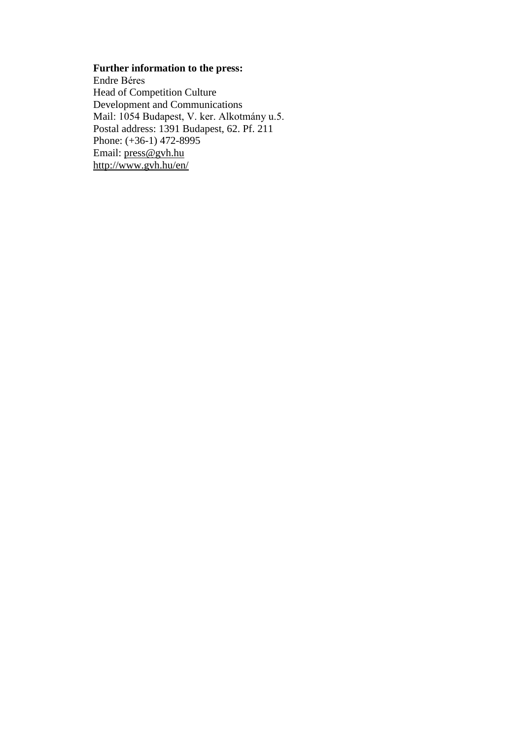**Further information to the press:**
Endre Béres
Head of Competition Culture
Development and Communications
Mail: 1054 Budapest, V. ker. Alkotmány u.5.
Postal address: 1391 Budapest, 62. Pf. 211
Phone: (+36-1) 472-8995
Email: press@gvh.hu
http://www.gvh.hu/en/